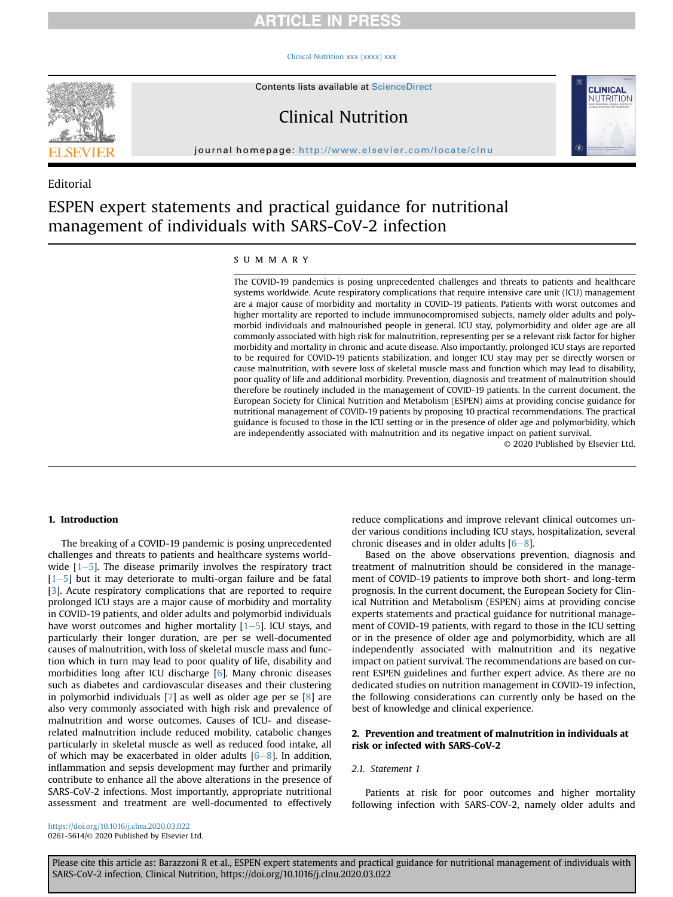Editorial

# ESPEN expert statements and practical guidance for nutritional management of individuals with SARS-CoV-2 infection

## SUMMARY

The COVID-19 pandemics is posing unprecedented challenges and threats to patients and healthcare systems worldwide. Acute respiratory complications that require intensive care unit (ICU) management are a major cause of morbidity and mortality in COVID-19 patients. Patients with worst outcomes and higher mortality are reported to include immunocompromised subjects, namely older adults and polymorbid individuals and malnourished people in general. ICU stay, polymorbidity and older age are all commonly associated with high risk for malnutrition, representing per se a relevant risk factor for higher morbidity and mortality in chronic and acute disease. Also importantly, prolonged ICU stays are reported to be required for COVID-19 patients stabilization, and longer ICU stay may per se directly worsen or cause malnutrition, with severe loss of skeletal muscle mass and function which may lead to disability, poor quality of life and additional morbidity. Prevention, diagnosis and treatment of malnutrition should therefore be routinely included in the management of COVID-19 patients. In the current document, the European Society for Clinical Nutrition and Metabolism (ESPEN) aims at providing concise guidance for nutritional management of COVID-19 patients by proposing 10 practical recommendations. The practical guidance is focused to those in the ICU setting or in the presence of older age and polymorbidity, which are independently associated with malnutrition and its negative impact on patient survival.

© 2020 Published by Elsevier Ltd.

## 1. Introduction

The breaking of a COVID-19 pandemic is posing unprecedented challenges and threats to patients and healthcare systems worldwide [1–5]. The disease primarily involves the respiratory tract [1–5] but it may deteriorate to multi-organ failure and be fatal [3]. Acute respiratory complications that are reported to require prolonged ICU stays are a major cause of morbidity and mortality in COVID-19 patients, and older adults and polymorbid individuals have worst outcomes and higher mortality [1–5]. ICU stays, and particularly their longer duration, are per se well-documented causes of malnutrition, with loss of skeletal muscle mass and function which in turn may lead to poor quality of life, disability and morbidities long after ICU discharge [6]. Many chronic diseases such as diabetes and cardiovascular diseases and their clustering in polymorbid individuals [7] as well as older age per se [8] are also very commonly associated with high risk and prevalence of malnutrition and worse outcomes. Causes of ICU- and disease-related malnutrition include reduced mobility, catabolic changes particularly in skeletal muscle as well as reduced food intake, all of which may be exacerbated in older adults [6–8]. In addition, inflammation and sepsis development may further and primarily contribute to enhance all the above alterations in the presence of SARS-CoV-2 infections. Most importantly, appropriate nutritional assessment and treatment are well-documented to effectively reduce complications and improve relevant clinical outcomes under various conditions including ICU stays, hospitalization, several chronic diseases and in older adults [6–8].

Based on the above observations prevention, diagnosis and treatment of malnutrition should be considered in the management of COVID-19 patients to improve both short- and long-term prognosis. In the current document, the European Society for Clinical Nutrition and Metabolism (ESPEN) aims at providing concise experts statements and practical guidance for nutritional management of COVID-19 patients, with regard to those in the ICU setting or in the presence of older age and polymorbidity, which are all independently associated with malnutrition and its negative impact on patient survival. The recommendations are based on current ESPEN guidelines and further expert advice. As there are no dedicated studies on nutrition management in COVID-19 infection, the following considerations can currently only be based on the best of knowledge and clinical experience.

## 2. Prevention and treatment of malnutrition in individuals at risk or infected with SARS-CoV-2

### 2.1. Statement 1

Patients at risk for poor outcomes and higher mortality following infection with SARS-COV-2, namely older adults and

https://doi.org/10.1016/j.clnu.2020.03.022
0261-5614/© 2020 Published by Elsevier Ltd.

Please cite this article as: Barazzoni R et al., ESPEN expert statements and practical guidance for nutritional management of individuals with SARS-CoV-2 infection, Clinical Nutrition, https://doi.org/10.1016/j.clnu.2020.03.022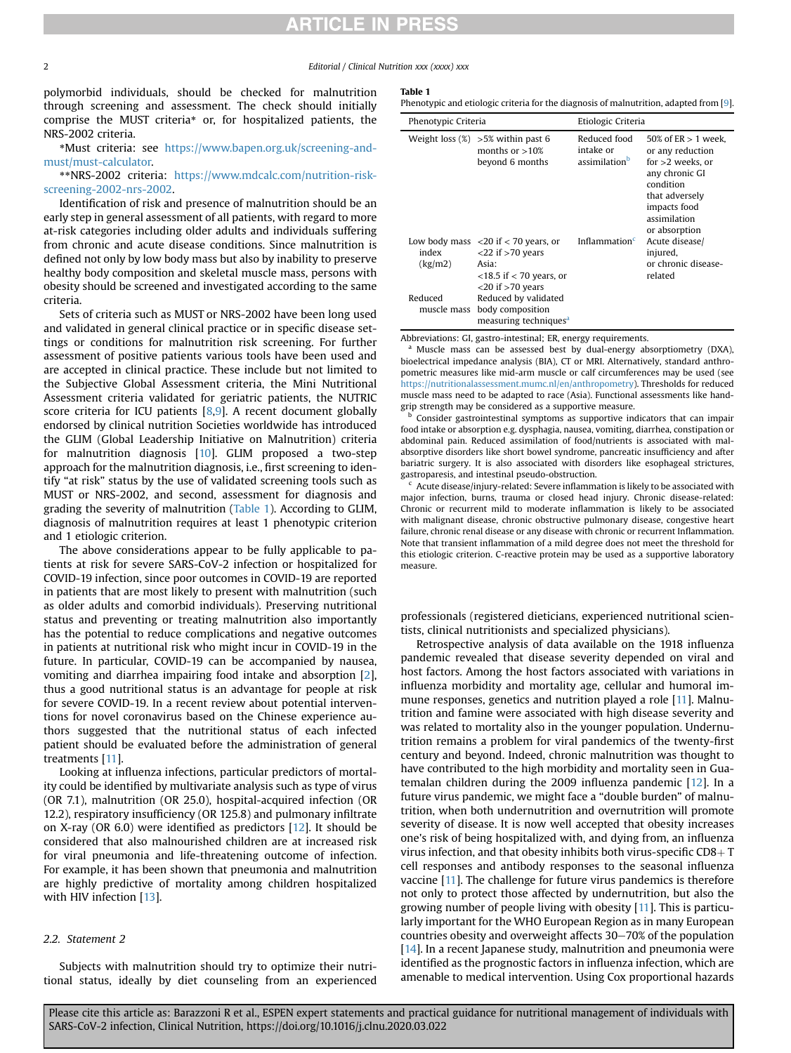polymorbid individuals, should be checked for malnutrition through screening and assessment. The check should initially comprise the MUST criteria* or, for hospitalized patients, the NRS-2002 criteria.

*Must criteria: see https://www.bapen.org.uk/screening-and-must/must-calculator.

**NRS-2002 criteria: https://www.mdcalc.com/nutrition-risk-screening-2002-nrs-2002.

Identification of risk and presence of malnutrition should be an early step in general assessment of all patients, with regard to more at-risk categories including older adults and individuals suffering from chronic and acute disease conditions. Since malnutrition is defined not only by low body mass but also by inability to preserve healthy body composition and skeletal muscle mass, persons with obesity should be screened and investigated according to the same criteria.

Sets of criteria such as MUST or NRS-2002 have been long used and validated in general clinical practice or in specific disease settings or conditions for malnutrition risk screening. For further assessment of positive patients various tools have been used and are accepted in clinical practice. These include but not limited to the Subjective Global Assessment criteria, the Mini Nutritional Assessment criteria validated for geriatric patients, the NUTRIC score criteria for ICU patients [8,9]. A recent document globally endorsed by clinical nutrition Societies worldwide has introduced the GLIM (Global Leadership Initiative on Malnutrition) criteria for malnutrition diagnosis [10]. GLIM proposed a two-step approach for the malnutrition diagnosis, i.e., first screening to identify "at risk" status by the use of validated screening tools such as MUST or NRS-2002, and second, assessment for diagnosis and grading the severity of malnutrition (Table 1). According to GLIM, diagnosis of malnutrition requires at least 1 phenotypic criterion and 1 etiologic criterion.

**Table 1**
Phenotypic and etiologic criteria for the diagnosis of malnutrition, adapted from [9].

| Phenotypic Criteria | | Etiologic Criteria | |
|---|---|---|---|
| Weight loss (%) | >5% within past 6 months or >10% beyond 6 months | Reduced food intake or assimilation[b] | 50% of ER > 1 week, or any reduction for >2 weeks, or any chronic GI condition that adversely impacts food assimilation or absorption |
| Low body mass index (kg/m2) | <20 if < 70 years, or <22 if >70 years<br>Asia:<br><18.5 if < 70 years, or <20 if >70 years | Inflammation[c] | Acute disease/ injured, or chronic disease-related |
| Reduced muscle mass | Reduced by validated body composition measuring techniques[a] | | |

Abbreviations: GI, gastro-intestinal; ER, energy requirements.

[a] Muscle mass can be assessed best by dual-energy absorptiometry (DXA), bioelectrical impedance analysis (BIA), CT or MRI. Alternatively, standard anthropometric measures like mid-arm muscle or calf circumferences may be used (see https://nutritionalassessment.mumc.nl/en/anthropometry). Thresholds for reduced muscle mass need to be adapted to race (Asia). Functional assessments like hand-grip strength may be considered as a supportive measure.

[b] Consider gastrointestinal symptoms as supportive indicators that can impair food intake or absorption e.g. dysphagia, nausea, vomiting, diarrhea, constipation or abdominal pain. Reduced assimilation of food/nutrients is associated with malabsorptive disorders like short bowel syndrome, pancreatic insufficiency and after bariatric surgery. It is also associated with disorders like esophageal strictures, gastroparesis, and intestinal pseudo-obstruction.

[c] Acute disease/injury-related: Severe inflammation is likely to be associated with major infection, burns, trauma or closed head injury. Chronic disease-related: Chronic or recurrent mild to moderate inflammation is likely to be associated with malignant disease, chronic obstructive pulmonary disease, congestive heart failure, chronic renal disease or any disease with chronic or recurrent Inflammation. Note that transient inflammation of a mild degree does not meet the threshold for this etiologic criterion. C-reactive protein may be used as a supportive laboratory measure.

The above considerations appear to be fully applicable to patients at risk for severe SARS-CoV-2 infection or hospitalized for COVID-19 infection, since poor outcomes in COVID-19 are reported in patients that are most likely to present with malnutrition (such as older adults and comorbid individuals). Preserving nutritional status and preventing or treating malnutrition also importantly has the potential to reduce complications and negative outcomes in patients at nutritional risk who might incur in COVID-19 in the future. In particular, COVID-19 can be accompanied by nausea, vomiting and diarrhea impairing food intake and absorption [2], thus a good nutritional status is an advantage for people at risk for severe COVID-19. In a recent review about potential interventions for novel coronavirus based on the Chinese experience authors suggested that the nutritional status of each infected patient should be evaluated before the administration of general treatments [11].

Looking at influenza infections, particular predictors of mortality could be identified by multivariate analysis such as type of virus (OR 7.1), malnutrition (OR 25.0), hospital-acquired infection (OR 12.2), respiratory insufficiency (OR 125.8) and pulmonary infiltrate on X-ray (OR 6.0) were identified as predictors [12]. It should be considered that also malnourished children are at increased risk for viral pneumonia and life-threatening outcome of infection. For example, it has been shown that pneumonia and malnutrition are highly predictive of mortality among children hospitalized with HIV infection [13].

### 2.2. Statement 2

Subjects with malnutrition should try to optimize their nutritional status, ideally by diet counseling from an experienced professionals (registered dieticians, experienced nutritional scientists, clinical nutritionists and specialized physicians).

Retrospective analysis of data available on the 1918 influenza pandemic revealed that disease severity depended on viral and host factors. Among the host factors associated with variations in influenza morbidity and mortality age, cellular and humoral immune responses, genetics and nutrition played a role [11]. Malnutrition and famine were associated with high disease severity and was related to mortality also in the younger population. Undernutrition remains a problem for viral pandemics of the twenty-first century and beyond. Indeed, chronic malnutrition was thought to have contributed to the high morbidity and mortality seen in Guatemalan children during the 2009 influenza pandemic [12]. In a future virus pandemic, we might face a "double burden" of malnutrition, when both undernutrition and overnutrition will promote severity of disease. It is now well accepted that obesity increases one's risk of being hospitalized with, and dying from, an influenza virus infection, and that obesity inhibits both virus-specific CD8+ T cell responses and antibody responses to the seasonal influenza vaccine [11]. The challenge for future virus pandemics is therefore not only to protect those affected by undernutrition, but also the growing number of people living with obesity [11]. This is particularly important for the WHO European Region as in many European countries obesity and overweight affects 30–70% of the population [14]. In a recent Japanese study, malnutrition and pneumonia were identified as the prognostic factors in influenza infection, which are amenable to medical intervention. Using Cox proportional hazards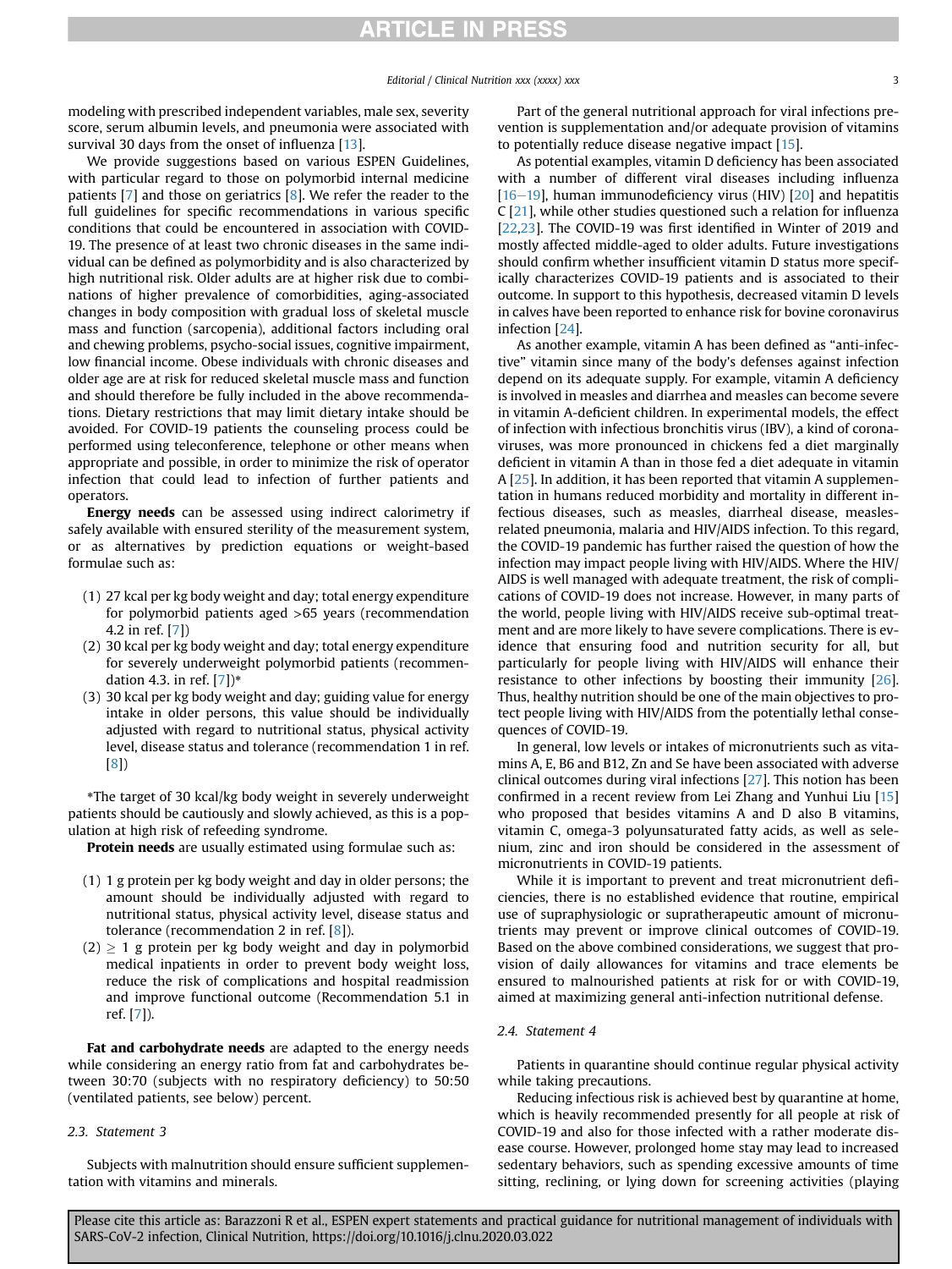modeling with prescribed independent variables, male sex, severity score, serum albumin levels, and pneumonia were associated with survival 30 days from the onset of influenza [13].

We provide suggestions based on various ESPEN Guidelines, with particular regard to those on polymorbid internal medicine patients [7] and those on geriatrics [8]. We refer the reader to the full guidelines for specific recommendations in various specific conditions that could be encountered in association with COVID-19. The presence of at least two chronic diseases in the same individual can be defined as polymorbidity and is also characterized by high nutritional risk. Older adults are at higher risk due to combinations of higher prevalence of comorbidities, aging-associated changes in body composition with gradual loss of skeletal muscle mass and function (sarcopenia), additional factors including oral and chewing problems, psycho-social issues, cognitive impairment, low financial income. Obese individuals with chronic diseases and older age are at risk for reduced skeletal muscle mass and function and should therefore be fully included in the above recommendations. Dietary restrictions that may limit dietary intake should be avoided. For COVID-19 patients the counseling process could be performed using teleconference, telephone or other means when appropriate and possible, in order to minimize the risk of operator infection that could lead to infection of further patients and operators.

**Energy needs** can be assessed using indirect calorimetry if safely available with ensured sterility of the measurement system, or as alternatives by prediction equations or weight-based formulae such as:

(1) 27 kcal per kg body weight and day; total energy expenditure for polymorbid patients aged >65 years (recommendation 4.2 in ref. [7])
(2) 30 kcal per kg body weight and day; total energy expenditure for severely underweight polymorbid patients (recommendation 4.3. in ref. [7])*
(3) 30 kcal per kg body weight and day; guiding value for energy intake in older persons, this value should be individually adjusted with regard to nutritional status, physical activity level, disease status and tolerance (recommendation 1 in ref. [8])

*The target of 30 kcal/kg body weight in severely underweight patients should be cautiously and slowly achieved, as this is a population at high risk of refeeding syndrome.

**Protein needs** are usually estimated using formulae such as:

(1) 1 g protein per kg body weight and day in older persons; the amount should be individually adjusted with regard to nutritional status, physical activity level, disease status and tolerance (recommendation 2 in ref. [8]).
(2) $\geq$ 1 g protein per kg body weight and day in polymorbid medical inpatients in order to prevent body weight loss, reduce the risk of complications and hospital readmission and improve functional outcome (Recommendation 5.1 in ref. [7]).

**Fat and carbohydrate needs** are adapted to the energy needs while considering an energy ratio from fat and carbohydrates between 30:70 (subjects with no respiratory deficiency) to 50:50 (ventilated patients, see below) percent.

### 2.3. Statement 3

Subjects with malnutrition should ensure sufficient supplementation with vitamins and minerals.

Part of the general nutritional approach for viral infections prevention is supplementation and/or adequate provision of vitamins to potentially reduce disease negative impact [15].

As potential examples, vitamin D deficiency has been associated with a number of different viral diseases including influenza [16–19], human immunodeficiency virus (HIV) [20] and hepatitis C [21], while other studies questioned such a relation for influenza [22,23]. The COVID-19 was first identified in Winter of 2019 and mostly affected middle-aged to older adults. Future investigations should confirm whether insufficient vitamin D status more specifically characterizes COVID-19 patients and is associated to their outcome. In support to this hypothesis, decreased vitamin D levels in calves have been reported to enhance risk for bovine coronavirus infection [24].

As another example, vitamin A has been defined as "anti-infective" vitamin since many of the body's defenses against infection depend on its adequate supply. For example, vitamin A deficiency is involved in measles and diarrhea and measles can become severe in vitamin A-deficient children. In experimental models, the effect of infection with infectious bronchitis virus (IBV), a kind of coronaviruses, was more pronounced in chickens fed a diet marginally deficient in vitamin A than in those fed a diet adequate in vitamin A [25]. In addition, it has been reported that vitamin A supplementation in humans reduced morbidity and mortality in different infectious diseases, such as measles, diarrheal disease, measles-related pneumonia, malaria and HIV/AIDS infection. To this regard, the COVID-19 pandemic has further raised the question of how the infection may impact people living with HIV/AIDS. Where the HIV/AIDS is well managed with adequate treatment, the risk of complications of COVID-19 does not increase. However, in many parts of the world, people living with HIV/AIDS receive sub-optimal treatment and are more likely to have severe complications. There is evidence that ensuring food and nutrition security for all, but particularly for people living with HIV/AIDS will enhance their resistance to other infections by boosting their immunity [26]. Thus, healthy nutrition should be one of the main objectives to protect people living with HIV/AIDS from the potentially lethal consequences of COVID-19.

In general, low levels or intakes of micronutrients such as vitamins A, E, B6 and B12, Zn and Se have been associated with adverse clinical outcomes during viral infections [27]. This notion has been confirmed in a recent review from Lei Zhang and Yunhui Liu [15] who proposed that besides vitamins A and D also B vitamins, vitamin C, omega-3 polyunsaturated fatty acids, as well as selenium, zinc and iron should be considered in the assessment of micronutrients in COVID-19 patients.

While it is important to prevent and treat micronutrient deficiencies, there is no established evidence that routine, empirical use of supraphysiologic or supratherapeutic amount of micronutrients may prevent or improve clinical outcomes of COVID-19. Based on the above combined considerations, we suggest that provision of daily allowances for vitamins and trace elements be ensured to malnourished patients at risk for or with COVID-19, aimed at maximizing general anti-infection nutritional defense.

### 2.4. Statement 4

Patients in quarantine should continue regular physical activity while taking precautions.

Reducing infectious risk is achieved best by quarantine at home, which is heavily recommended presently for all people at risk of COVID-19 and also for those infected with a rather moderate disease course. However, prolonged home stay may lead to increased sedentary behaviors, such as spending excessive amounts of time sitting, reclining, or lying down for screening activities (playing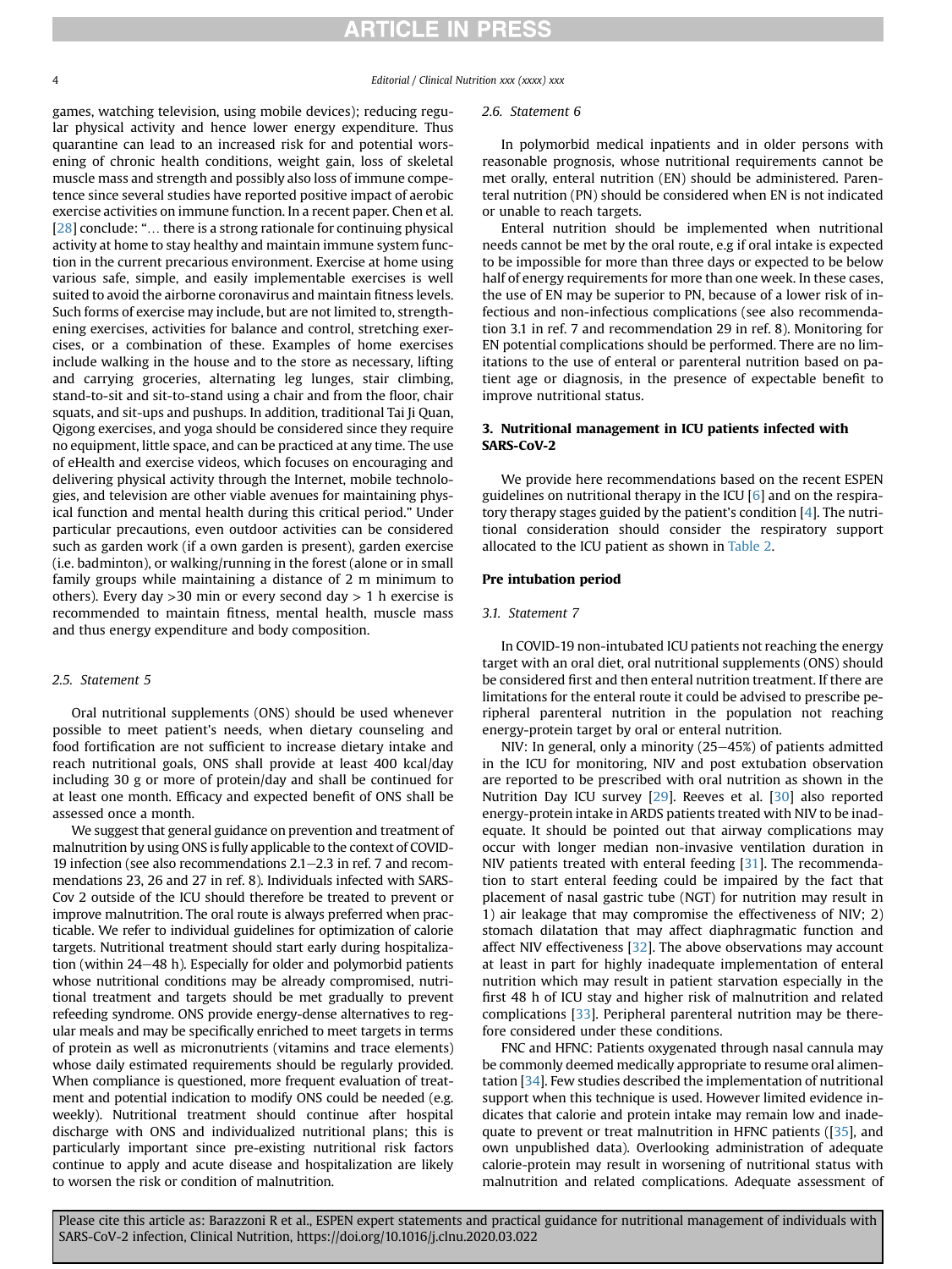games, watching television, using mobile devices); reducing regular physical activity and hence lower energy expenditure. Thus quarantine can lead to an increased risk for and potential worsening of chronic health conditions, weight gain, loss of skeletal muscle mass and strength and possibly also loss of immune competence since several studies have reported positive impact of aerobic exercise activities on immune function. In a recent paper. Chen et al. [28] conclude: "… there is a strong rationale for continuing physical activity at home to stay healthy and maintain immune system function in the current precarious environment. Exercise at home using various safe, simple, and easily implementable exercises is well suited to avoid the airborne coronavirus and maintain fitness levels. Such forms of exercise may include, but are not limited to, strengthening exercises, activities for balance and control, stretching exercises, or a combination of these. Examples of home exercises include walking in the house and to the store as necessary, lifting and carrying groceries, alternating leg lunges, stair climbing, stand-to-sit and sit-to-stand using a chair and from the floor, chair squats, and sit-ups and pushups. In addition, traditional Tai Ji Quan, Qigong exercises, and yoga should be considered since they require no equipment, little space, and can be practiced at any time. The use of eHealth and exercise videos, which focuses on encouraging and delivering physical activity through the Internet, mobile technologies, and television are other viable avenues for maintaining physical function and mental health during this critical period." Under particular precautions, even outdoor activities can be considered such as garden work (if a own garden is present), garden exercise (i.e. badminton), or walking/running in the forest (alone or in small family groups while maintaining a distance of 2 m minimum to others). Every day >30 min or every second day > 1 h exercise is recommended to maintain fitness, mental health, muscle mass and thus energy expenditure and body composition.

### 2.5. Statement 5

Oral nutritional supplements (ONS) should be used whenever possible to meet patient's needs, when dietary counseling and food fortification are not sufficient to increase dietary intake and reach nutritional goals, ONS shall provide at least 400 kcal/day including 30 g or more of protein/day and shall be continued for at least one month. Efficacy and expected benefit of ONS shall be assessed once a month.

We suggest that general guidance on prevention and treatment of malnutrition by using ONS is fully applicable to the context of COVID-19 infection (see also recommendations 2.1–2.3 in ref. 7 and recommendations 23, 26 and 27 in ref. 8). Individuals infected with SARS-Cov 2 outside of the ICU should therefore be treated to prevent or improve malnutrition. The oral route is always preferred when practicable. We refer to individual guidelines for optimization of calorie targets. Nutritional treatment should start early during hospitalization (within 24–48 h). Especially for older and polymorbid patients whose nutritional conditions may be already compromised, nutritional treatment and targets should be met gradually to prevent refeeding syndrome. ONS provide energy-dense alternatives to regular meals and may be specifically enriched to meet targets in terms of protein as well as micronutrients (vitamins and trace elements) whose daily estimated requirements should be regularly provided. When compliance is questioned, more frequent evaluation of treatment and potential indication to modify ONS could be needed (e.g. weekly). Nutritional treatment should continue after hospital discharge with ONS and individualized nutritional plans; this is particularly important since pre-existing nutritional risk factors continue to apply and acute disease and hospitalization are likely to worsen the risk or condition of malnutrition.

### 2.6. Statement 6

In polymorbid medical inpatients and in older persons with reasonable prognosis, whose nutritional requirements cannot be met orally, enteral nutrition (EN) should be administered. Parenteral nutrition (PN) should be considered when EN is not indicated or unable to reach targets.

Enteral nutrition should be implemented when nutritional needs cannot be met by the oral route, e.g if oral intake is expected to be impossible for more than three days or expected to be below half of energy requirements for more than one week. In these cases, the use of EN may be superior to PN, because of a lower risk of infectious and non-infectious complications (see also recommendation 3.1 in ref. 7 and recommendation 29 in ref. 8). Monitoring for EN potential complications should be performed. There are no limitations to the use of enteral or parenteral nutrition based on patient age or diagnosis, in the presence of expectable benefit to improve nutritional status.

## 3. Nutritional management in ICU patients infected with SARS-CoV-2

We provide here recommendations based on the recent ESPEN guidelines on nutritional therapy in the ICU [6] and on the respiratory therapy stages guided by the patient's condition [4]. The nutritional consideration should consider the respiratory support allocated to the ICU patient as shown in Table 2.

**Pre intubation period**

### 3.1. Statement 7

In COVID-19 non-intubated ICU patients not reaching the energy target with an oral diet, oral nutritional supplements (ONS) should be considered first and then enteral nutrition treatment. If there are limitations for the enteral route it could be advised to prescribe peripheral parenteral nutrition in the population not reaching energy-protein target by oral or enteral nutrition.

NIV: In general, only a minority (25–45%) of patients admitted in the ICU for monitoring, NIV and post extubation observation are reported to be prescribed with oral nutrition as shown in the Nutrition Day ICU survey [29]. Reeves et al. [30] also reported energy-protein intake in ARDS patients treated with NIV to be inadequate. It should be pointed out that airway complications may occur with longer median non-invasive ventilation duration in NIV patients treated with enteral feeding [31]. The recommendation to start enteral feeding could be impaired by the fact that placement of nasal gastric tube (NGT) for nutrition may result in 1) air leakage that may compromise the effectiveness of NIV; 2) stomach dilatation that may affect diaphragmatic function and affect NIV effectiveness [32]. The above observations may account at least in part for highly inadequate implementation of enteral nutrition which may result in patient starvation especially in the first 48 h of ICU stay and higher risk of malnutrition and related complications [33]. Peripheral parenteral nutrition may be therefore considered under these conditions.

FNC and HFNC: Patients oxygenated through nasal cannula may be commonly deemed medically appropriate to resume oral alimentation [34]. Few studies described the implementation of nutritional support when this technique is used. However limited evidence indicates that calorie and protein intake may remain low and inadequate to prevent or treat malnutrition in HFNC patients ([35], and own unpublished data). Overlooking administration of adequate calorie-protein may result in worsening of nutritional status with malnutrition and related complications. Adequate assessment of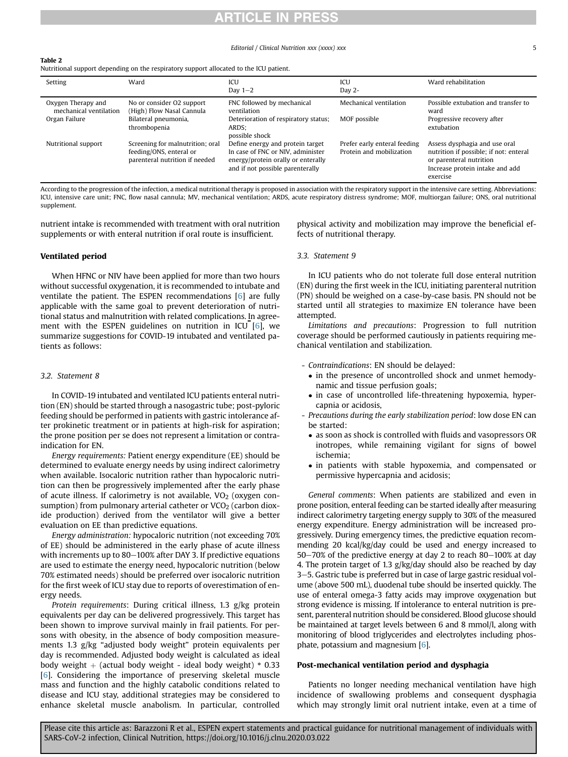**Table 2**
Nutritional support depending on the respiratory support allocated to the ICU patient.

| Setting | Ward | ICU Day 1–2 | ICU Day 2- | Ward rehabilitation |
|---|---|---|---|---|
| Oxygen Therapy and mechanical ventilation | No or consider O2 support (High) Flow Nasal Cannula | FNC followed by mechanical ventilation | Mechanical ventilation | Possible extubation and transfer to ward |
| Organ Failure | Bilateral pneumonia, thrombopenia | Deterioration of respiratory status; ARDS; possible shock | MOF possible | Progressive recovery after extubation |
| Nutritional support | Screening for malnutrition; oral feeding/ONS, enteral or parenteral nutrition if needed | Define energy and protein target In case of FNC or NIV, administer energy/protein orally or enterally and if not possible parenterally | Prefer early enteral feeding Protein and mobilization | Assess dysphagia and use oral nutrition if possible; if not: enteral or parenteral nutrition Increase protein intake and add exercise |

According to the progression of the infection, a medical nutritional therapy is proposed in association with the respiratory support in the intensive care setting. Abbreviations: ICU, intensive care unit; FNC, flow nasal cannula; MV, mechanical ventilation; ARDS, acute respiratory distress syndrome; MOF, multiorgan failure; ONS, oral nutritional supplement.

nutrient intake is recommended with treatment with oral nutrition supplements or with enteral nutrition if oral route is insufficient.

**Ventilated period**

When HFNC or NIV have been applied for more than two hours without successful oxygenation, it is recommended to intubate and ventilate the patient. The ESPEN recommendations [6] are fully applicable with the same goal to prevent deterioration of nutritional status and malnutrition with related complications. In agreement with the ESPEN guidelines on nutrition in ICU [6], we summarize suggestions for COVID-19 intubated and ventilated patients as follows:

### 3.2. Statement 8

In COVID-19 intubated and ventilated ICU patients enteral nutrition (EN) should be started through a nasogastric tube; post-pyloric feeding should be performed in patients with gastric intolerance after prokinetic treatment or in patients at high-risk for aspiration; the prone position per se does not represent a limitation or contraindication for EN.

*Energy requirements:* Patient energy expenditure (EE) should be determined to evaluate energy needs by using indirect calorimetry when available. Isocaloric nutrition rather than hypocaloric nutrition can then be progressively implemented after the early phase of acute illness. If calorimetry is not available, $VO_2$ (oxygen consumption) from pulmonary arterial catheter or $VCO_2$ (carbon dioxide production) derived from the ventilator will give a better evaluation on EE than predictive equations.

*Energy administration:* hypocaloric nutrition (not exceeding 70% of EE) should be administered in the early phase of acute illness with increments up to 80–100% after DAY 3. If predictive equations are used to estimate the energy need, hypocaloric nutrition (below 70% estimated needs) should be preferred over isocaloric nutrition for the first week of ICU stay due to reports of overestimation of energy needs.

*Protein requirements*: During critical illness, 1.3 g/kg protein equivalents per day can be delivered progressively. This target has been shown to improve survival mainly in frail patients. For persons with obesity, in the absence of body composition measurements 1.3 g/kg "adjusted body weight" protein equivalents per day is recommended. Adjusted body weight is calculated as ideal body weight + (actual body weight - ideal body weight) * 0.33 [6]. Considering the importance of preserving skeletal muscle mass and function and the highly catabolic conditions related to disease and ICU stay, additional strategies may be considered to enhance skeletal muscle anabolism. In particular, controlled physical activity and mobilization may improve the beneficial effects of nutritional therapy.

### 3.3. Statement 9

In ICU patients who do not tolerate full dose enteral nutrition (EN) during the first week in the ICU, initiating parenteral nutrition (PN) should be weighed on a case-by-case basis. PN should not be started until all strategies to maximize EN tolerance have been attempted.

*Limitations and precautions*: Progression to full nutrition coverage should be performed cautiously in patients requiring mechanical ventilation and stabilization.

- *Contraindications*: EN should be delayed:
  - in the presence of uncontrolled shock and unmet hemodynamic and tissue perfusion goals;
  - in case of uncontrolled life-threatening hypoxemia, hypercapnia or acidosis,
- *Precautions during the early stabilization period*: low dose EN can be started:
  - as soon as shock is controlled with fluids and vasopressors OR inotropes, while remaining vigilant for signs of bowel ischemia;
  - in patients with stable hypoxemia, and compensated or permissive hypercapnia and acidosis;

*General comments*: When patients are stabilized and even in prone position, enteral feeding can be started ideally after measuring indirect calorimetry targeting energy supply to 30% of the measured energy expenditure. Energy administration will be increased progressively. During emergency times, the predictive equation recommending 20 kcal/kg/day could be used and energy increased to 50–70% of the predictive energy at day 2 to reach 80–100% at day 4. The protein target of 1.3 g/kg/day should also be reached by day 3–5. Gastric tube is preferred but in case of large gastric residual volume (above 500 mL), duodenal tube should be inserted quickly. The use of enteral omega-3 fatty acids may improve oxygenation but strong evidence is missing. If intolerance to enteral nutrition is present, parenteral nutrition should be considered. Blood glucose should be maintained at target levels between 6 and 8 mmol/l, along with monitoring of blood triglycerides and electrolytes including phosphate, potassium and magnesium [6].

**Post-mechanical ventilation period and dysphagia**

Patients no longer needing mechanical ventilation have high incidence of swallowing problems and consequent dysphagia which may strongly limit oral nutrient intake, even at a time of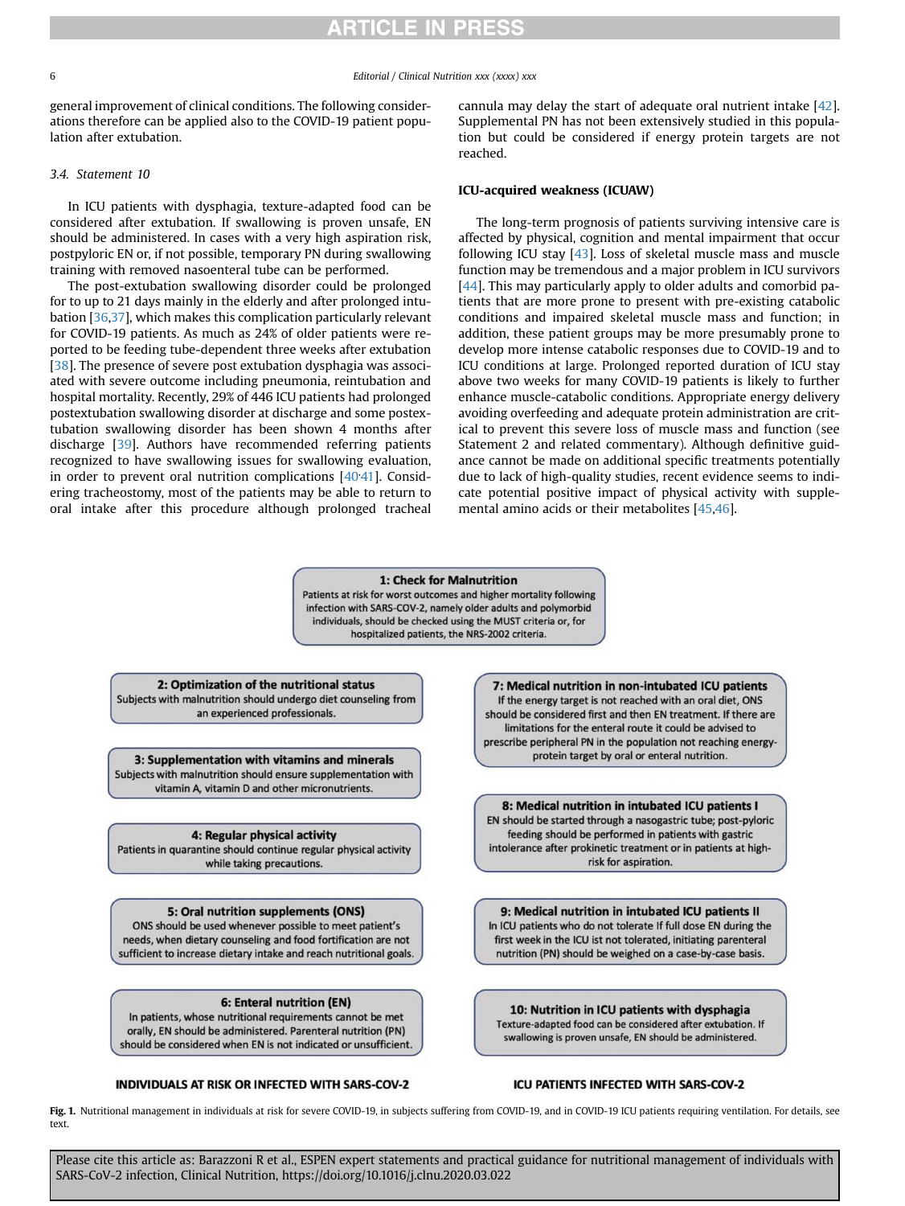general improvement of clinical conditions. The following considerations therefore can be applied also to the COVID-19 patient population after extubation.

### 3.4. Statement 10

In ICU patients with dysphagia, texture-adapted food can be considered after extubation. If swallowing is proven unsafe, EN should be administered. In cases with a very high aspiration risk, postpyloric EN or, if not possible, temporary PN during swallowing training with removed nasoenteral tube can be performed.

The post-extubation swallowing disorder could be prolonged for to up to 21 days mainly in the elderly and after prolonged intubation [36,37], which makes this complication particularly relevant for COVID-19 patients. As much as 24% of older patients were reported to be feeding tube-dependent three weeks after extubation [38]. The presence of severe post extubation dysphagia was associated with severe outcome including pneumonia, reintubation and hospital mortality. Recently, 29% of 446 ICU patients had prolonged postextubation swallowing disorder at discharge and some postextubation swallowing disorder has been shown 4 months after discharge [39]. Authors have recommended referring patients recognized to have swallowing issues for swallowing evaluation, in order to prevent oral nutrition complications [40,41]. Considering tracheostomy, most of the patients may be able to return to oral intake after this procedure although prolonged tracheal cannula may delay the start of adequate oral nutrient intake [42]. Supplemental PN has not been extensively studied in this population but could be considered if energy protein targets are not reached.

#### ICU-acquired weakness (ICUAW)

The long-term prognosis of patients surviving intensive care is affected by physical, cognition and mental impairment that occur following ICU stay [43]. Loss of skeletal muscle mass and muscle function may be tremendous and a major problem in ICU survivors [44]. This may particularly apply to older adults and comorbid patients that are more prone to present with pre-existing catabolic conditions and impaired skeletal muscle mass and function; in addition, these patient groups may be more presumably prone to develop more intense catabolic responses due to COVID-19 and to ICU conditions at large. Prolonged reported duration of ICU stay above two weeks for many COVID-19 patients is likely to further enhance muscle-catabolic conditions. Appropriate energy delivery avoiding overfeeding and adequate protein administration are critical to prevent this severe loss of muscle mass and function (see Statement 2 and related commentary). Although definitive guidance cannot be made on additional specific treatments potentially due to lack of high-quality studies, recent evidence seems to indicate potential positive impact of physical activity with supplemental amino acids or their metabolites [45,46].

**1: Check for Malnutrition**
Patients at risk for worst outcomes and higher mortality following infection with SARS-COV-2, namely older adults and polymorbid individuals, should be checked using the MUST criteria or, for hospitalized patients, the NRS-2002 criteria.

**2: Optimization of the nutritional status**
Subjects with malnutrition should undergo diet counseling from an experienced professionals.

**3: Supplementation with vitamins and minerals**
Subjects with malnutrition should ensure supplementation with vitamin A, vitamin D and other micronutrients.

**4: Regular physical activity**
Patients in quarantine should continue regular physical activity while taking precautions.

**5: Oral nutrition supplements (ONS)**
ONS should be used whenever possible to meet patient's needs, when dietary counseling and food fortification are not sufficient to increase dietary intake and reach nutritional goals.

**6: Enteral nutrition (EN)**
In patients, whose nutritional requirements cannot be met orally, EN should be administered. Parenteral nutrition (PN) should be considered when EN is not indicated or unsufficient.

**INDIVIDUALS AT RISK OR INFECTED WITH SARS-COV-2**

**7: Medical nutrition in non-intubated ICU patients**
If the energy target is not reached with an oral diet, ONS should be considered first and then EN treatment. If there are limitations for the enteral route it could be advised to prescribe peripheral PN in the population not reaching energy-protein target by oral or enteral nutrition.

**8: Medical nutrition in intubated ICU patients I**
EN should be started through a nasogastric tube; post-pyloric feeding should be performed in patients with gastric intolerance after prokinetic treatment or in patients at high-risk for aspiration.

**9: Medical nutrition in intubated ICU patients II**
In ICU patients who do not tolerate If full dose EN during the first week in the ICU ist not tolerated, initiating parenteral nutrition (PN) should be weighed on a case-by-case basis.

**10: Nutrition in ICU patients with dysphagia**
Texture-adapted food can be considered after extubation. If swallowing is proven unsafe, EN should be administered.

**ICU PATIENTS INFECTED WITH SARS-COV-2**

**Fig. 1.** Nutritional management in individuals at risk for severe COVID-19, in subjects suffering from COVID-19, and in COVID-19 ICU patients requiring ventilation. For details, see text.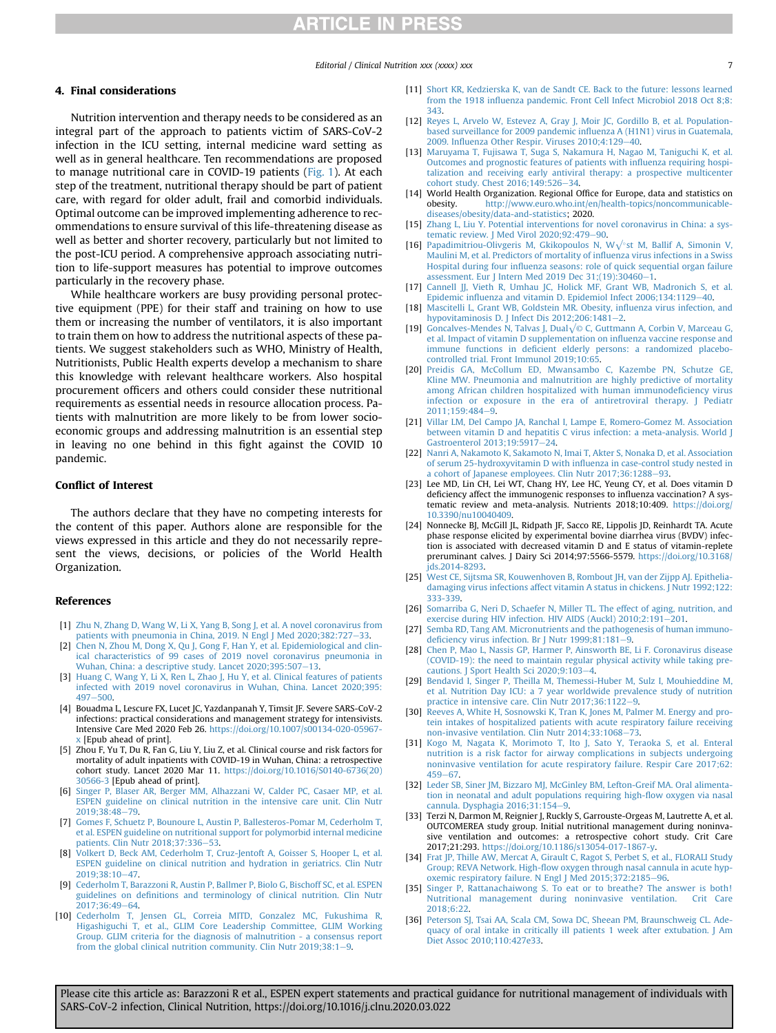## 4. Final considerations

Nutrition intervention and therapy needs to be considered as an integral part of the approach to patients victim of SARS-CoV-2 infection in the ICU setting, internal medicine ward setting as well as in general healthcare. Ten recommendations are proposed to manage nutritional care in COVID-19 patients (Fig. 1). At each step of the treatment, nutritional therapy should be part of patient care, with regard for older adult, frail and comorbid individuals. Optimal outcome can be improved implementing adherence to recommendations to ensure survival of this life-threatening disease as well as better and shorter recovery, particularly but not limited to the post-ICU period. A comprehensive approach associating nutrition to life-support measures has potential to improve outcomes particularly in the recovery phase.

While healthcare workers are busy providing personal protective equipment (PPE) for their staff and training on how to use them or increasing the number of ventilators, it is also important to train them on how to address the nutritional aspects of these patients. We suggest stakeholders such as WHO, Ministry of Health, Nutritionists, Public Health experts develop a mechanism to share this knowledge with relevant healthcare workers. Also hospital procurement officers and others could consider these nutritional requirements as essential needs in resource allocation process. Patients with malnutrition are more likely to be from lower socioeconomic groups and addressing malnutrition is an essential step in leaving no one behind in this fight against the COVID 10 pandemic.

## Conflict of Interest

The authors declare that they have no competing interests for the content of this paper. Authors alone are responsible for the views expressed in this article and they do not necessarily represent the views, decisions, or policies of the World Health Organization.

## References

[1] Zhu N, Zhang D, Wang W, Li X, Yang B, Song J, et al. A novel coronavirus from patients with pneumonia in China, 2019. N Engl J Med 2020;382:727–33.

[2] Chen N, Zhou M, Dong X, Qu J, Gong F, Han Y, et al. Epidemiological and clinical characteristics of 99 cases of 2019 novel coronavirus pneumonia in Wuhan, China: a descriptive study. Lancet 2020;395:507–13.

[3] Huang C, Wang Y, Li X, Ren L, Zhao J, Hu Y, et al. Clinical features of patients infected with 2019 novel coronavirus in Wuhan, China. Lancet 2020;395:497–500.

[4] Bouadma L, Lescure FX, Lucet JC, Yazdanpanah Y, Timsit JF. Severe SARS-CoV-2 infections: practical considerations and management strategy for intensivists. Intensive Care Med 2020 Feb 26. https://doi.org/10.1007/s00134-020-05967-x [Epub ahead of print].

[5] Zhou F, Yu T, Du R, Fan G, Liu Y, Liu Z, et al. Clinical course and risk factors for mortality of adult inpatients with COVID-19 in Wuhan, China: a retrospective cohort study. Lancet 2020 Mar 11. https://doi.org/10.1016/S0140-6736(20)30566-3 [Epub ahead of print].

[6] Singer P, Blaser AR, Berger MM, Alhazzani W, Calder PC, Casaer MP, et al. ESPEN guideline on clinical nutrition in the intensive care unit. Clin Nutr 2019;38:48–79.

[7] Gomes F, Schuetz P, Bounoure L, Austin P, Ballesteros-Pomar M, Cederholm T, et al. ESPEN guideline on nutritional support for polymorbid internal medicine patients. Clin Nutr 2018;37:336–53.

[8] Volkert D, Beck AM, Cederholm T, Cruz-Jentoft A, Goisser S, Hooper L, et al. ESPEN guideline on clinical nutrition and hydration in geriatrics. Clin Nutr 2019;38:10–47.

[9] Cederholm T, Barazzoni R, Austin P, Ballmer P, Biolo G, Bischoff SC, et al. ESPEN guidelines on definitions and terminology of clinical nutrition. Clin Nutr 2017;36:49–64.

[10] Cederholm T, Jensen GL, Correia MITD, Gonzalez MC, Fukushima R, Higashiguchi T, et al., GLIM Core Leadership Committee, GLIM Working Group. GLIM criteria for the diagnosis of malnutrition - a consensus report from the global clinical nutrition community. Clin Nutr 2019;38:1–9.

[11] Short KR, Kedzierska K, van de Sandt CE. Back to the future: lessons learned from the 1918 influenza pandemic. Front Cell Infect Microbiol 2018 Oct 8;8:343.

[12] Reyes L, Arvelo W, Estevez A, Gray J, Moir JC, Gordillo B, et al. Population-based surveillance for 2009 pandemic influenza A (H1N1) virus in Guatemala, 2009. Influenza Other Respir. Viruses 2010;4:129–40.

[13] Maruyama T, Fujisawa T, Suga S, Nakamura H, Nagao M, Taniguchi K, et al. Outcomes and prognostic features of patients with influenza requiring hospitalization and receiving early antiviral therapy: a prospective multicenter cohort study. Chest 2016;149:526–34.

[14] World Health Organization. Regional Office for Europe, data and statistics on obesity. http://www.euro.who.int/en/health-topics/noncommunicable-diseases/obesity/data-and-statistics; 2020.

[15] Zhang L, Liu Y. Potential interventions for novel coronavirus in China: a systematic review. J Med Virol 2020;92:479–90.

[16] Papadimitriou-Olivgeris M, Gkikopoulos N, W√©st M, Ballif A, Simonin V, Maulini M, et al. Predictors of mortality of influenza virus infections in a Swiss Hospital during four influenza seasons: role of quick sequential organ failure assessment. Eur J Intern Med 2019 Dec 31;(19):30460–1.

[17] Cannell JJ, Vieth R, Umhau JC, Holick MF, Grant WB, Madronich S, et al. Epidemic influenza and vitamin D. Epidemiol Infect 2006;134:1129–40.

[18] Mascitelli L, Grant WB, Goldstein MR. Obesity, influenza virus infection, and hypovitaminosis D. J Infect Dis 2012;206:1481–2.

[19] Goncalves-Mendes N, Talvas J, Dual√© C, Guttmann A, Corbin V, Marceau G, et al. Impact of vitamin D supplementation on influenza vaccine response and immune functions in deficient elderly persons: a randomized placebo-controlled trial. Front Immunol 2019;10:65.

[20] Preidis GA, McCollum ED, Mwansambo C, Kazembe PN, Schutze GE, Kline MW. Pneumonia and malnutrition are highly predictive of mortality among African children hospitalized with human immunodeficiency virus infection or exposure in the era of antiretroviral therapy. J Pediatr 2011;159:484–9.

[21] Villar LM, Del Campo JA, Ranchal I, Lampe E, Romero-Gomez M. Association between vitamin D and hepatitis C virus infection: a meta-analysis. World J Gastroenterol 2013;19:5917–24.

[22] Nanri A, Nakamoto K, Sakamoto N, Imai T, Akter S, Nonaka D, et al. Association of serum 25-hydroxyvitamin D with influenza in case-control study nested in a cohort of Japanese employees. Clin Nutr 2017;36:1288–93.

[23] Lee MD, Lin CH, Lei WT, Chang HY, Lee HC, Yeung CY, et al. Does vitamin D deficiency affect the immunogenic responses to influenza vaccination? A systematic review and meta-analysis. Nutrients 2018;10:409. https://doi.org/10.3390/nu10040409.

[24] Nonnecke BJ, McGill JL, Ridpath JF, Sacco RE, Lippolis JD, Reinhardt TA. Acute phase response elicited by experimental bovine diarrhea virus (BVDV) infection is associated with decreased vitamin D and E status of vitamin-replete preruminant calves. J Dairy Sci 2014;97:5566-5579. https://doi.org/10.3168/jds.2014-8293.

[25] West CE, Sijtsma SR, Kouwenhoven B, Rombout JH, van der Zijpp AJ. Epithelia-damaging virus infections affect vitamin A status in chickens. J Nutr 1992;122:333-339.

[26] Somarriba G, Neri D, Schaefer N, Miller TL. The effect of aging, nutrition, and exercise during HIV infection. HIV AIDS (Auckl) 2010;2:191–201.

[27] Semba RD, Tang AM. Micronutrients and the pathogenesis of human immunodeficiency virus infection. Br J Nutr 1999;81:181–9.

[28] Chen P, Mao L, Nassis GP, Harmer P, Ainsworth BE, Li F. Coronavirus disease (COVID-19): the need to maintain regular physical activity while taking precautions. J Sport Health Sci 2020;9:103–4.

[29] Bendavid I, Singer P, Theilla M, Themessi-Huber M, Sulz I, Mouhieddine M, et al. Nutrition Day ICU: a 7 year worldwide prevalence study of nutrition practice in intensive care. Clin Nutr 2017;36:1122–9.

[30] Reeves A, White H, Sosnowski K, Tran K, Jones M, Palmer M. Energy and protein intakes of hospitalized patients with acute respiratory failure receiving non-invasive ventilation. Clin Nutr 2014;33:1068–73.

[31] Kogo M, Nagata K, Morimoto T, Ito J, Sato Y, Teraoka S, et al. Enteral nutrition is a risk factor for airway complications in subjects undergoing noninvasive ventilation for acute respiratory failure. Respir Care 2017;62:459–67.

[32] Leder SB, Siner JM, Bizzaro MJ, McGinley BM, Lefton-Greif MA. Oral alimentation in neonatal and adult populations requiring high-flow oxygen via nasal cannula. Dysphagia 2016;31:154–9.

[33] Terzi N, Darmon M, Reignier J, Ruckly S, Garrouste-Orgeas M, Lautrette A, et al. OUTCOMEREA study group. Initial nutritional management during noninvasive ventilation and outcomes: a retrospective cohort study. Crit Care 2017;21:293. https://doi.org/10.1186/s13054-017-1867-y.

[34] Frat JP, Thille AW, Mercat A, Girault C, Ragot S, Perbet S, et al., FLORALI Study Group; REVA Network. High-flow oxygen through nasal cannula in acute hypoxemic respiratory failure. N Engl J Med 2015;372:2185–96.

[35] Singer P, Rattanachaiwong S. To eat or to breathe? The answer is both! Nutritional management during noninvasive ventilation. Crit Care 2018;6:22.

[36] Peterson SJ, Tsai AA, Scala CM, Sowa DC, Sheean PM, Braunschweig CL. Adequacy of oral intake in critically ill patients 1 week after extubation. J Am Diet Assoc 2010;110:427e33.

Please cite this article as: Barazzoni R et al., ESPEN expert statements and practical guidance for nutritional management of individuals with SARS-CoV-2 infection, Clinical Nutrition, https://doi.org/10.1016/j.clnu.2020.03.022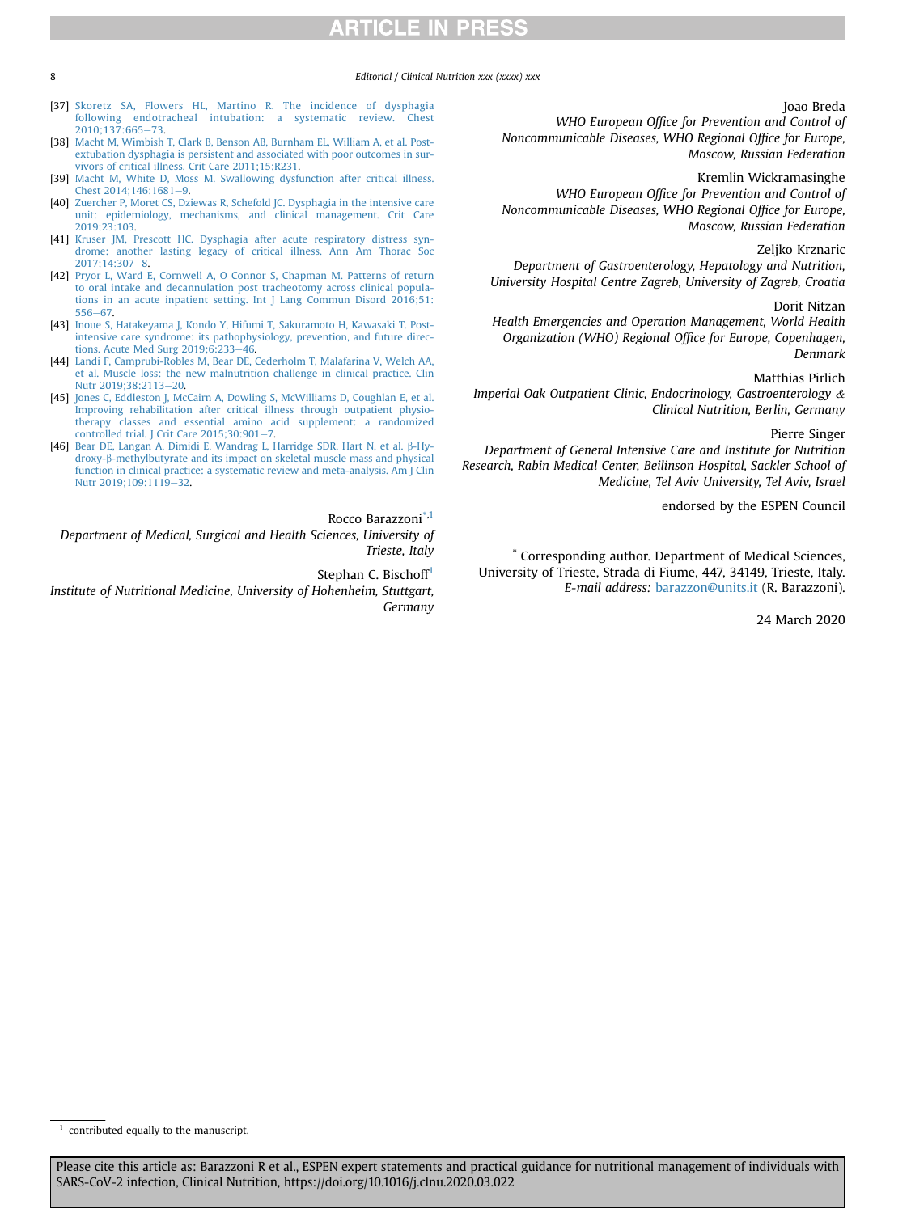[37] Skoretz SA, Flowers HL, Martino R. The incidence of dysphagia following endotracheal intubation: a systematic review. Chest 2010;137:665–73.

[38] Macht M, Wimbish T, Clark B, Benson AB, Burnham EL, William A, et al. Post-extubation dysphagia is persistent and associated with poor outcomes in survivors of critical illness. Crit Care 2011;15:R231.

[39] Macht M, White D, Moss M. Swallowing dysfunction after critical illness. Chest 2014;146:1681–9.

[40] Zuercher P, Moret CS, Dziewas R, Schefold JC. Dysphagia in the intensive care unit: epidemiology, mechanisms, and clinical management. Crit Care 2019;23:103.

[41] Kruser JM, Prescott HC. Dysphagia after acute respiratory distress syndrome: another lasting legacy of critical illness. Ann Am Thorac Soc 2017;14:307–8.

[42] Pryor L, Ward E, Cornwell A, O Connor S, Chapman M. Patterns of return to oral intake and decannulation post tracheotomy across clinical populations in an acute inpatient setting. Int J Lang Commun Disord 2016;51:556–67.

[43] Inoue S, Hatakeyama J, Kondo Y, Hifumi T, Sakuramoto H, Kawasaki T. Post-intensive care syndrome: its pathophysiology, prevention, and future directions. Acute Med Surg 2019;6:233–46.

[44] Landi F, Camprubi-Robles M, Bear DE, Cederholm T, Malafarina V, Welch AA, et al. Muscle loss: the new malnutrition challenge in clinical practice. Clin Nutr 2019;38:2113–20.

[45] Jones C, Eddleston J, McCairn A, Dowling S, McWilliams D, Coughlan E, et al. Improving rehabilitation after critical illness through outpatient physiotherapy classes and essential amino acid supplement: a randomized controlled trial. J Crit Care 2015;30:901–7.

[46] Bear DE, Langan A, Dimidi E, Wandrag L, Harridge SDR, Hart N, et al. β-Hydroxy-β-methylbutyrate and its impact on skeletal muscle mass and physical function in clinical practice: a systematic review and meta-analysis. Am J Clin Nutr 2019;109:1119–32.

Rocco Barazzoni[*,1]
*Department of Medical, Surgical and Health Sciences, University of Trieste, Italy*

Stephan C. Bischoff[1]
*Institute of Nutritional Medicine, University of Hohenheim, Stuttgart, Germany*

Joao Breda
*WHO European Office for Prevention and Control of Noncommunicable Diseases, WHO Regional Office for Europe, Moscow, Russian Federation*

Kremlin Wickramasinghe
*WHO European Office for Prevention and Control of Noncommunicable Diseases, WHO Regional Office for Europe, Moscow, Russian Federation*

Zeljko Krznaric
*Department of Gastroenterology, Hepatology and Nutrition, University Hospital Centre Zagreb, University of Zagreb, Croatia*

Dorit Nitzan
*Health Emergencies and Operation Management, World Health Organization (WHO) Regional Office for Europe, Copenhagen, Denmark*

Matthias Pirlich
*Imperial Oak Outpatient Clinic, Endocrinology, Gastroenterology & Clinical Nutrition, Berlin, Germany*

Pierre Singer
*Department of General Intensive Care and Institute for Nutrition Research, Rabin Medical Center, Beilinson Hospital, Sackler School of Medicine, Tel Aviv University, Tel Aviv, Israel*

endorsed by the ESPEN Council

[*] Corresponding author. Department of Medical Sciences, University of Trieste, Strada di Fiume, 447, 34149, Trieste, Italy.
*E-mail address:* barazzon@units.it (R. Barazzoni).

24 March 2020

[1] contributed equally to the manuscript.